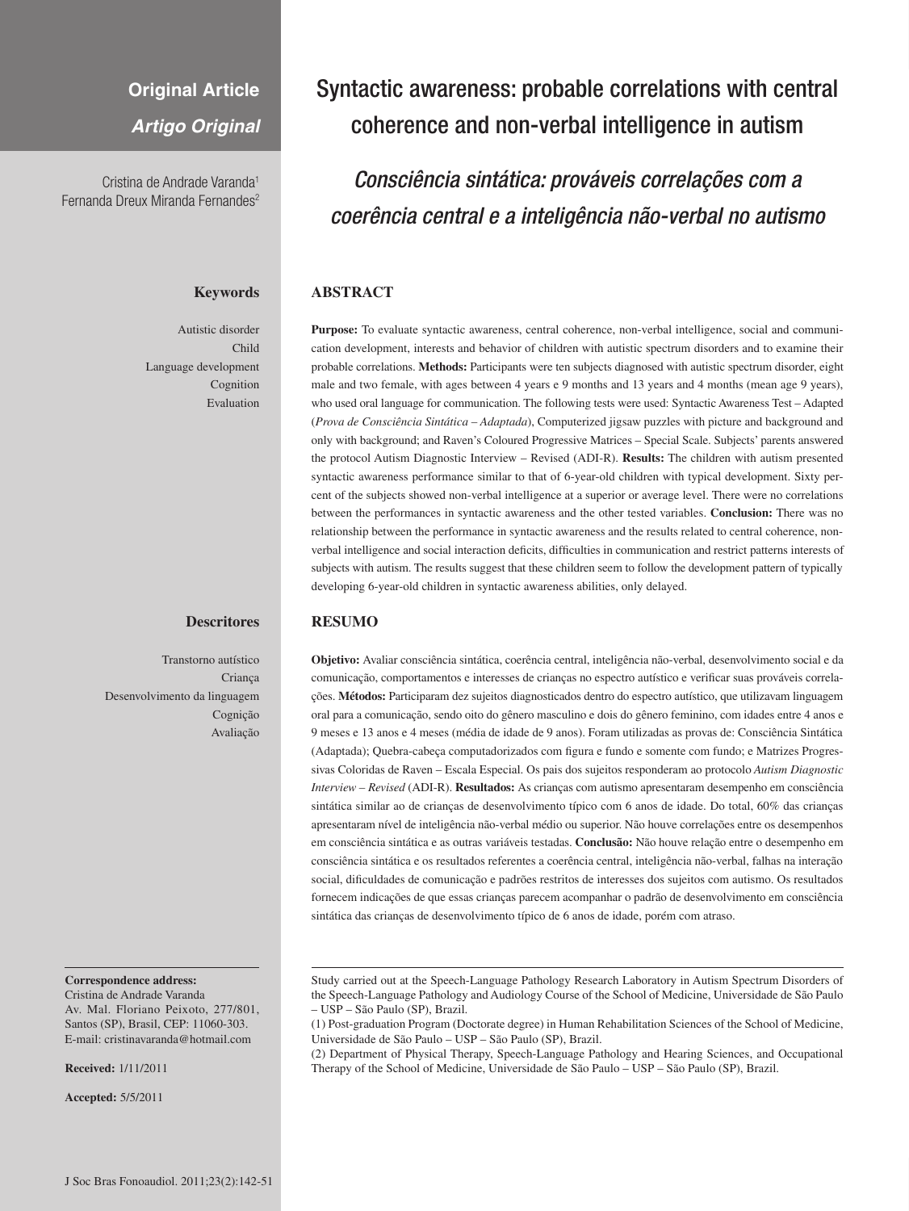**Original Article**

***Artigo Original***

# Syntactic awareness: probable correlations with central coherence and non-verbal intelligence in autism

## *Consciência sintática: prováveis correlações com a coerência central e a inteligência não-verbal no autismo*

Cristina de Andrade Varanda[1]
Fernanda Dreux Miranda Fernandes[2]

### Keywords

Autistic disorder
Child
Language development
Cognition
Evaluation

### ABSTRACT

**Purpose:** To evaluate syntactic awareness, central coherence, non-verbal intelligence, social and communication development, interests and behavior of children with autistic spectrum disorders and to examine their probable correlations. **Methods:** Participants were ten subjects diagnosed with autistic spectrum disorder, eight male and two female, with ages between 4 years e 9 months and 13 years and 4 months (mean age 9 years), who used oral language for communication. The following tests were used: Syntactic Awareness Test – Adapted (*Prova de Consciência Sintática – Adaptada*), Computerized jigsaw puzzles with picture and background and only with background; and Raven's Coloured Progressive Matrices – Special Scale. Subjects' parents answered the protocol Autism Diagnostic Interview – Revised (ADI-R). **Results:** The children with autism presented syntactic awareness performance similar to that of 6-year-old children with typical development. Sixty percent of the subjects showed non-verbal intelligence at a superior or average level. There were no correlations between the performances in syntactic awareness and the other tested variables. **Conclusion:** There was no relationship between the performance in syntactic awareness and the results related to central coherence, non-verbal intelligence and social interaction deficits, difficulties in communication and restrict patterns interests of subjects with autism. The results suggest that these children seem to follow the development pattern of typically developing 6-year-old children in syntactic awareness abilities, only delayed.

### Descritores

Transtorno autístico
Criança
Desenvolvimento da linguagem
Cognição
Avaliação

### RESUMO

**Objetivo:** Avaliar consciência sintática, coerência central, inteligência não-verbal, desenvolvimento social e da comunicação, comportamentos e interesses de crianças no espectro autístico e verificar suas prováveis correlações. **Métodos:** Participaram dez sujeitos diagnosticados dentro do espectro autístico, que utilizavam linguagem oral para a comunicação, sendo oito do gênero masculino e dois do gênero feminino, com idades entre 4 anos e 9 meses e 13 anos e 4 meses (média de idade de 9 anos). Foram utilizadas as provas de: Consciência Sintática (Adaptada); Quebra-cabeça computadorizados com figura e fundo e somente com fundo; e Matrizes Progressivas Coloridas de Raven – Escala Especial. Os pais dos sujeitos responderam ao protocolo *Autism Diagnostic Interview – Revised* (ADI-R). **Resultados:** As crianças com autismo apresentaram desempenho em consciência sintática similar ao de crianças de desenvolvimento típico com 6 anos de idade. Do total, 60% das crianças apresentaram nível de inteligência não-verbal médio ou superior. Não houve correlações entre os desempenhos em consciência sintática e as outras variáveis testadas. **Conclusão:** Não houve relação entre o desempenho em consciência sintática e os resultados referentes a coerência central, inteligência não-verbal, falhas na interação social, dificuldades de comunicação e padrões restritos de interesses dos sujeitos com autismo. Os resultados fornecem indicações de que essas crianças parecem acompanhar o padrão de desenvolvimento em consciência sintática das crianças de desenvolvimento típico de 6 anos de idade, porém com atraso.

**Correspondence address:**
Cristina de Andrade Varanda
Av. Mal. Floriano Peixoto, 277/801,
Santos (SP), Brasil, CEP: 11060-303.
E-mail: cristinavaranda@hotmail.com

**Received:** 1/11/2011

**Accepted:** 5/5/2011

Study carried out at the Speech-Language Pathology Research Laboratory in Autism Spectrum Disorders of the Speech-Language Pathology and Audiology Course of the School of Medicine, Universidade de São Paulo – USP – São Paulo (SP), Brazil.

(1) Post-graduation Program (Doctorate degree) in Human Rehabilitation Sciences of the School of Medicine, Universidade de São Paulo – USP – São Paulo (SP), Brazil.

(2) Department of Physical Therapy, Speech-Language Pathology and Hearing Sciences, and Occupational Therapy of the School of Medicine, Universidade de São Paulo – USP – São Paulo (SP), Brazil.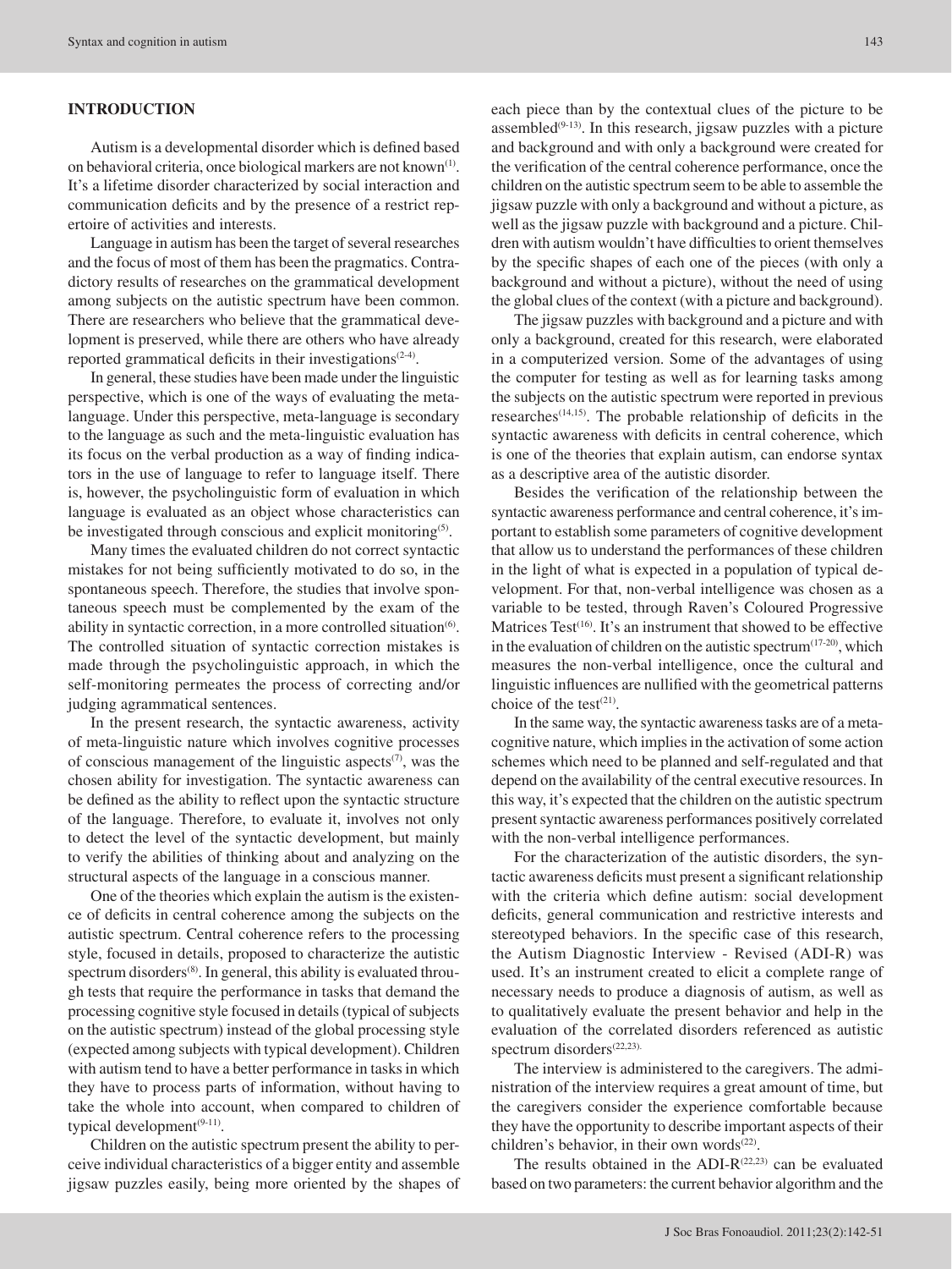## INTRODUCTION

Autism is a developmental disorder which is defined based on behavioral criteria, once biological markers are not known[1]. It's a lifetime disorder characterized by social interaction and communication deficits and by the presence of a restrict repertoire of activities and interests.

Language in autism has been the target of several researches and the focus of most of them has been the pragmatics. Contradictory results of researches on the grammatical development among subjects on the autistic spectrum have been common. There are researchers who believe that the grammatical development is preserved, while there are others who have already reported grammatical deficits in their investigations[2-4].

In general, these studies have been made under the linguistic perspective, which is one of the ways of evaluating the meta-language. Under this perspective, meta-language is secondary to the language as such and the meta-linguistic evaluation has its focus on the verbal production as a way of finding indicators in the use of language to refer to language itself. There is, however, the psycholinguistic form of evaluation in which language is evaluated as an object whose characteristics can be investigated through conscious and explicit monitoring[5].

Many times the evaluated children do not correct syntactic mistakes for not being sufficiently motivated to do so, in the spontaneous speech. Therefore, the studies that involve spontaneous speech must be complemented by the exam of the ability in syntactic correction, in a more controlled situation[6]. The controlled situation of syntactic correction mistakes is made through the psycholinguistic approach, in which the self-monitoring permeates the process of correcting and/or judging agrammatical sentences.

In the present research, the syntactic awareness, activity of meta-linguistic nature which involves cognitive processes of conscious management of the linguistic aspects[7], was the chosen ability for investigation. The syntactic awareness can be defined as the ability to reflect upon the syntactic structure of the language. Therefore, to evaluate it, involves not only to detect the level of the syntactic development, but mainly to verify the abilities of thinking about and analyzing on the structural aspects of the language in a conscious manner.

One of the theories which explain the autism is the existence of deficits in central coherence among the subjects on the autistic spectrum. Central coherence refers to the processing style, focused in details, proposed to characterize the autistic spectrum disorders[8]. In general, this ability is evaluated through tests that require the performance in tasks that demand the processing cognitive style focused in details (typical of subjects on the autistic spectrum) instead of the global processing style (expected among subjects with typical development). Children with autism tend to have a better performance in tasks in which they have to process parts of information, without having to take the whole into account, when compared to children of typical development[9-11].

Children on the autistic spectrum present the ability to perceive individual characteristics of a bigger entity and assemble jigsaw puzzles easily, being more oriented by the shapes of each piece than by the contextual clues of the picture to be assembled[9-13]. In this research, jigsaw puzzles with a picture and background and with only a background were created for the verification of the central coherence performance, once the children on the autistic spectrum seem to be able to assemble the jigsaw puzzle with only a background and without a picture, as well as the jigsaw puzzle with background and a picture. Children with autism wouldn't have difficulties to orient themselves by the specific shapes of each one of the pieces (with only a background and without a picture), without the need of using the global clues of the context (with a picture and background).

The jigsaw puzzles with background and a picture and with only a background, created for this research, were elaborated in a computerized version. Some of the advantages of using the computer for testing as well as for learning tasks among the subjects on the autistic spectrum were reported in previous researches[14,15]. The probable relationship of deficits in the syntactic awareness with deficits in central coherence, which is one of the theories that explain autism, can endorse syntax as a descriptive area of the autistic disorder.

Besides the verification of the relationship between the syntactic awareness performance and central coherence, it's important to establish some parameters of cognitive development that allow us to understand the performances of these children in the light of what is expected in a population of typical development. For that, non-verbal intelligence was chosen as a variable to be tested, through Raven's Coloured Progressive Matrices Test[16]. It's an instrument that showed to be effective in the evaluation of children on the autistic spectrum[17-20], which measures the non-verbal intelligence, once the cultural and linguistic influences are nullified with the geometrical patterns choice of the test[21].

In the same way, the syntactic awareness tasks are of a meta-cognitive nature, which implies in the activation of some action schemes which need to be planned and self-regulated and that depend on the availability of the central executive resources. In this way, it's expected that the children on the autistic spectrum present syntactic awareness performances positively correlated with the non-verbal intelligence performances.

For the characterization of the autistic disorders, the syntactic awareness deficits must present a significant relationship with the criteria which define autism: social development deficits, general communication and restrictive interests and stereotyped behaviors. In the specific case of this research, the Autism Diagnostic Interview - Revised (ADI-R) was used. It's an instrument created to elicit a complete range of necessary needs to produce a diagnosis of autism, as well as to qualitatively evaluate the present behavior and help in the evaluation of the correlated disorders referenced as autistic spectrum disorders[22,23].

The interview is administered to the caregivers. The administration of the interview requires a great amount of time, but the caregivers consider the experience comfortable because they have the opportunity to describe important aspects of their children's behavior, in their own words[22].

The results obtained in the ADI-R[22,23] can be evaluated based on two parameters: the current behavior algorithm and the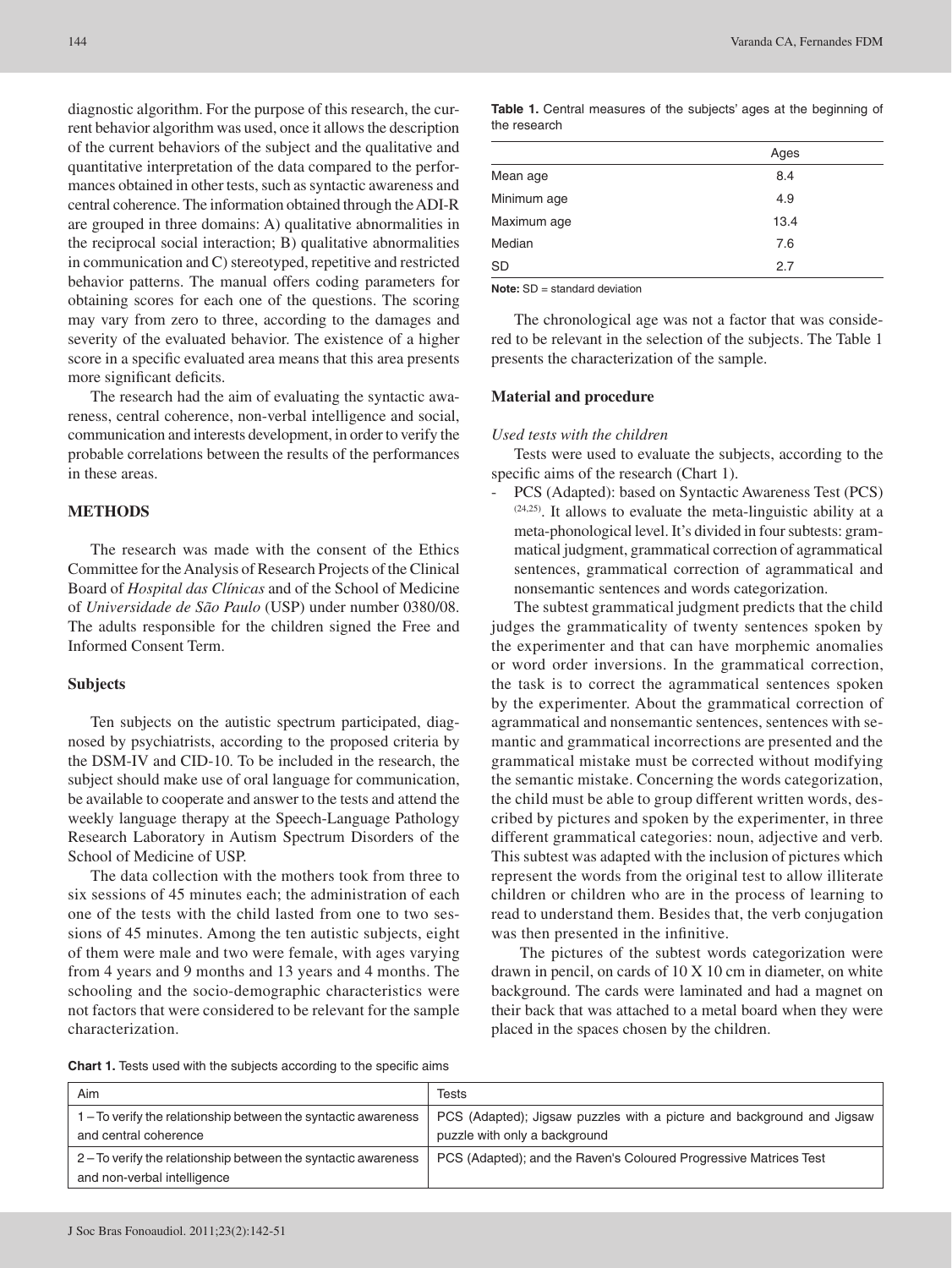diagnostic algorithm. For the purpose of this research, the current behavior algorithm was used, once it allows the description of the current behaviors of the subject and the qualitative and quantitative interpretation of the data compared to the performances obtained in other tests, such as syntactic awareness and central coherence. The information obtained through the ADI-R are grouped in three domains: A) qualitative abnormalities in the reciprocal social interaction; B) qualitative abnormalities in communication and C) stereotyped, repetitive and restricted behavior patterns. The manual offers coding parameters for obtaining scores for each one of the questions. The scoring may vary from zero to three, according to the damages and severity of the evaluated behavior. The existence of a higher score in a specific evaluated area means that this area presents more significant deficits.

The research had the aim of evaluating the syntactic awareness, central coherence, non-verbal intelligence and social, communication and interests development, in order to verify the probable correlations between the results of the performances in these areas.

## METHODS

The research was made with the consent of the Ethics Committee for the Analysis of Research Projects of the Clinical Board of *Hospital das Clínicas* and of the School of Medicine of *Universidade de São Paulo* (USP) under number 0380/08. The adults responsible for the children signed the Free and Informed Consent Term.

### Subjects

Ten subjects on the autistic spectrum participated, diagnosed by psychiatrists, according to the proposed criteria by the DSM-IV and CID-10. To be included in the research, the subject should make use of oral language for communication, be available to cooperate and answer to the tests and attend the weekly language therapy at the Speech-Language Pathology Research Laboratory in Autism Spectrum Disorders of the School of Medicine of USP.

The data collection with the mothers took from three to six sessions of 45 minutes each; the administration of each one of the tests with the child lasted from one to two sessions of 45 minutes. Among the ten autistic subjects, eight of them were male and two were female, with ages varying from 4 years and 9 months and 13 years and 4 months. The schooling and the socio-demographic characteristics were not factors that were considered to be relevant for the sample characterization.

**Table 1.** Central measures of the subjects' ages at the beginning of the research

| | Ages |
|---|---|
| Mean age | 8.4 |
| Minimum age | 4.9 |
| Maximum age | 13.4 |
| Median | 7.6 |
| SD | 2.7 |

**Note:** SD = standard deviation

The chronological age was not a factor that was considered to be relevant in the selection of the subjects. The Table 1 presents the characterization of the sample.

### Material and procedure

*Used tests with the children*

Tests were used to evaluate the subjects, according to the specific aims of the research (Chart 1).

- PCS (Adapted): based on Syntactic Awareness Test (PCS)[24,25]. It allows to evaluate the meta-linguistic ability at a meta-phonological level. It's divided in four subtests: grammatical judgment, grammatical correction of agrammatical sentences, grammatical correction of agrammatical and nonsemantic sentences and words categorization.

The subtest grammatical judgment predicts that the child judges the grammaticality of twenty sentences spoken by the experimenter and that can have morphemic anomalies or word order inversions. In the grammatical correction, the task is to correct the agrammatical sentences spoken by the experimenter. About the grammatical correction of agrammatical and nonsemantic sentences, sentences with semantic and grammatical incorrections are presented and the grammatical mistake must be corrected without modifying the semantic mistake. Concerning the words categorization, the child must be able to group different written words, described by pictures and spoken by the experimenter, in three different grammatical categories: noun, adjective and verb. This subtest was adapted with the inclusion of pictures which represent the words from the original test to allow illiterate children or children who are in the process of learning to read to understand them. Besides that, the verb conjugation was then presented in the infinitive.

The pictures of the subtest words categorization were drawn in pencil, on cards of 10 X 10 cm in diameter, on white background. The cards were laminated and had a magnet on their back that was attached to a metal board when they were placed in the spaces chosen by the children.

**Chart 1.** Tests used with the subjects according to the specific aims

| Aim | Tests |
|---|---|
| 1 – To verify the relationship between the syntactic awareness and central coherence | PCS (Adapted); Jigsaw puzzles with a picture and background and Jigsaw puzzle with only a background |
| 2 – To verify the relationship between the syntactic awareness and non-verbal intelligence | PCS (Adapted); and the Raven's Coloured Progressive Matrices Test |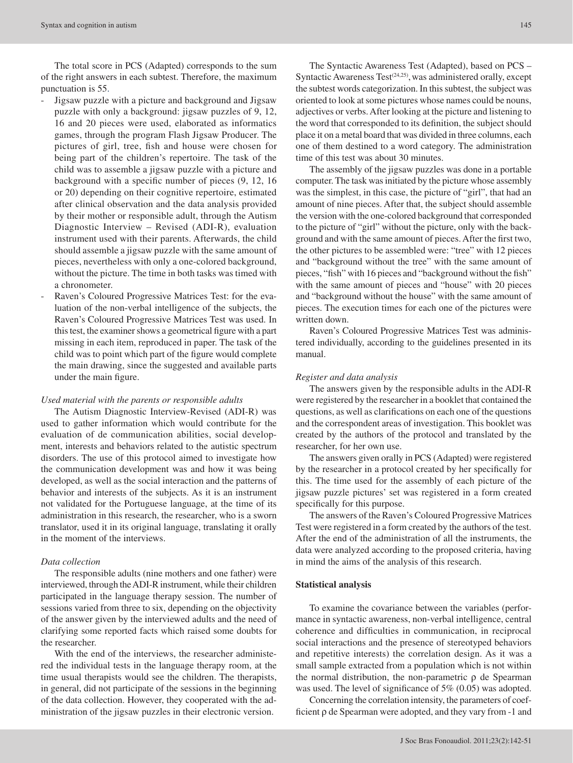The total score in PCS (Adapted) corresponds to the sum of the right answers in each subtest. Therefore, the maximum punctuation is 55.

- Jigsaw puzzle with a picture and background and Jigsaw puzzle with only a background: jigsaw puzzles of 9, 12, 16 and 20 pieces were used, elaborated as informatics games, through the program Flash Jigsaw Producer. The pictures of girl, tree, fish and house were chosen for being part of the children's repertoire. The task of the child was to assemble a jigsaw puzzle with a picture and background with a specific number of pieces (9, 12, 16 or 20) depending on their cognitive repertoire, estimated after clinical observation and the data analysis provided by their mother or responsible adult, through the Autism Diagnostic Interview – Revised (ADI-R), evaluation instrument used with their parents. Afterwards, the child should assemble a jigsaw puzzle with the same amount of pieces, nevertheless with only a one-colored background, without the picture. The time in both tasks was timed with a chronometer.
- Raven's Coloured Progressive Matrices Test: for the evaluation of the non-verbal intelligence of the subjects, the Raven's Coloured Progressive Matrices Test was used. In this test, the examiner shows a geometrical figure with a part missing in each item, reproduced in paper. The task of the child was to point which part of the figure would complete the main drawing, since the suggested and available parts under the main figure.

*Used material with the parents or responsible adults*

The Autism Diagnostic Interview-Revised (ADI-R) was used to gather information which would contribute for the evaluation of de communication abilities, social development, interests and behaviors related to the autistic spectrum disorders. The use of this protocol aimed to investigate how the communication development was and how it was being developed, as well as the social interaction and the patterns of behavior and interests of the subjects. As it is an instrument not validated for the Portuguese language, at the time of its administration in this research, the researcher, who is a sworn translator, used it in its original language, translating it orally in the moment of the interviews.

*Data collection*

The responsible adults (nine mothers and one father) were interviewed, through the ADI-R instrument, while their children participated in the language therapy session. The number of sessions varied from three to six, depending on the objectivity of the answer given by the interviewed adults and the need of clarifying some reported facts which raised some doubts for the researcher.

With the end of the interviews, the researcher administered the individual tests in the language therapy room, at the time usual therapists would see the children. The therapists, in general, did not participate of the sessions in the beginning of the data collection. However, they cooperated with the administration of the jigsaw puzzles in their electronic version.

The Syntactic Awareness Test (Adapted), based on PCS – Syntactic Awareness Test[24,25], was administered orally, except the subtest words categorization. In this subtest, the subject was oriented to look at some pictures whose names could be nouns, adjectives or verbs. After looking at the picture and listening to the word that corresponded to its definition, the subject should place it on a metal board that was divided in three columns, each one of them destined to a word category. The administration time of this test was about 30 minutes.

The assembly of the jigsaw puzzles was done in a portable computer. The task was initiated by the picture whose assembly was the simplest, in this case, the picture of "girl", that had an amount of nine pieces. After that, the subject should assemble the version with the one-colored background that corresponded to the picture of "girl" without the picture, only with the background and with the same amount of pieces. After the first two, the other pictures to be assembled were: "tree" with 12 pieces and "background without the tree" with the same amount of pieces, "fish" with 16 pieces and "background without the fish" with the same amount of pieces and "house" with 20 pieces and "background without the house" with the same amount of pieces. The execution times for each one of the pictures were written down.

Raven's Coloured Progressive Matrices Test was administered individually, according to the guidelines presented in its manual.

*Register and data analysis*

The answers given by the responsible adults in the ADI-R were registered by the researcher in a booklet that contained the questions, as well as clarifications on each one of the questions and the correspondent areas of investigation. This booklet was created by the authors of the protocol and translated by the researcher, for her own use.

The answers given orally in PCS (Adapted) were registered by the researcher in a protocol created by her specifically for this. The time used for the assembly of each picture of the jigsaw puzzle pictures' set was registered in a form created specifically for this purpose.

The answers of the Raven's Coloured Progressive Matrices Test were registered in a form created by the authors of the test. After the end of the administration of all the instruments, the data were analyzed according to the proposed criteria, having in mind the aims of the analysis of this research.

**Statistical analysis**

To examine the covariance between the variables (performance in syntactic awareness, non-verbal intelligence, central coherence and difficulties in communication, in reciprocal social interactions and the presence of stereotyped behaviors and repetitive interests) the correlation design. As it was a small sample extracted from a population which is not within the normal distribution, the non-parametric ρ de Spearman was used. The level of significance of 5% (0.05) was adopted.

Concerning the correlation intensity, the parameters of coefficient ρ de Spearman were adopted, and they vary from -1 and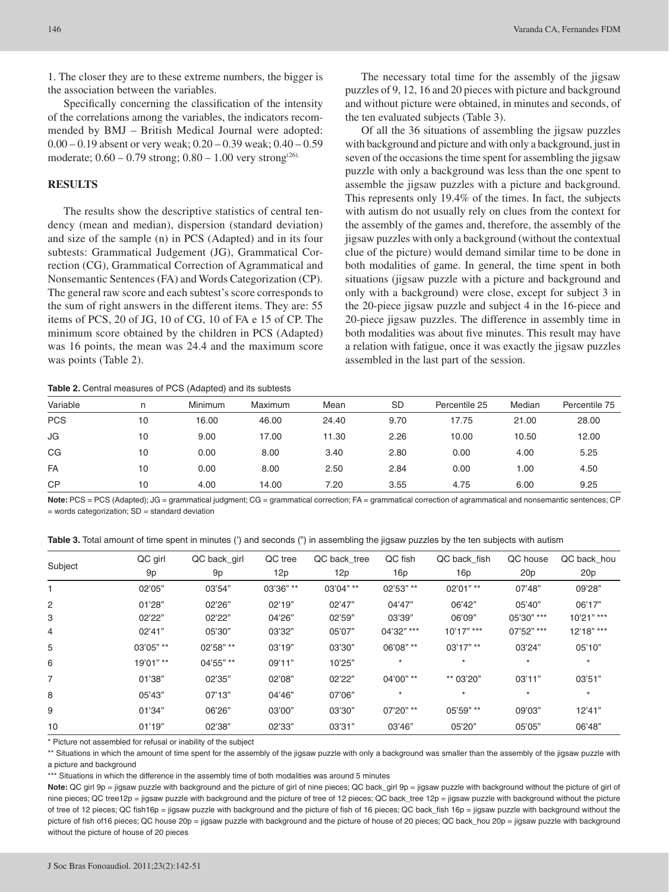1. The closer they are to these extreme numbers, the bigger is the association between the variables.

Specifically concerning the classification of the intensity of the correlations among the variables, the indicators recommended by BMJ – British Medical Journal were adopted: 0.00 – 0.19 absent or very weak; 0.20 – 0.39 weak; 0.40 – 0.59 moderate; 0.60 – 0.79 strong; 0.80 – 1.00 very strong[26].

## RESULTS

The results show the descriptive statistics of central tendency (mean and median), dispersion (standard deviation) and size of the sample (n) in PCS (Adapted) and in its four subtests: Grammatical Judgement (JG), Grammatical Correction (CG), Grammatical Correction of Agrammatical and Nonsemantic Sentences (FA) and Words Categorization (CP). The general raw score and each subtest's score corresponds to the sum of right answers in the different items. They are: 55 items of PCS, 20 of JG, 10 of CG, 10 of FA e 15 of CP. The minimum score obtained by the children in PCS (Adapted) was 16 points, the mean was 24.4 and the maximum score was points (Table 2).

The necessary total time for the assembly of the jigsaw puzzles of 9, 12, 16 and 20 pieces with picture and background and without picture were obtained, in minutes and seconds, of the ten evaluated subjects (Table 3).

Of all the 36 situations of assembling the jigsaw puzzles with background and picture and with only a background, just in seven of the occasions the time spent for assembling the jigsaw puzzle with only a background was less than the one spent to assemble the jigsaw puzzles with a picture and background. This represents only 19.4% of the times. In fact, the subjects with autism do not usually rely on clues from the context for the assembly of the games and, therefore, the assembly of the jigsaw puzzles with only a background (without the contextual clue of the picture) would demand similar time to be done in both modalities of game. In general, the time spent in both situations (jigsaw puzzle with a picture and background and only with a background) were close, except for subject 3 in the 20-piece jigsaw puzzle and subject 4 in the 16-piece and 20-piece jigsaw puzzles. The difference in assembly time in both modalities was about five minutes. This result may have a relation with fatigue, once it was exactly the jigsaw puzzles assembled in the last part of the session.

**Table 2.** Central measures of PCS (Adapted) and its subtests

| Variable | n | Minimum | Maximum | Mean | SD | Percentile 25 | Median | Percentile 75 |
|---|---|---|---|---|---|---|---|---|
| PCS | 10 | 16.00 | 46.00 | 24.40 | 9.70 | 17.75 | 21.00 | 28.00 |
| JG | 10 | 9.00 | 17.00 | 11.30 | 2.26 | 10.00 | 10.50 | 12.00 |
| CG | 10 | 0.00 | 8.00 | 3.40 | 2.80 | 0.00 | 4.00 | 5.25 |
| FA | 10 | 0.00 | 8.00 | 2.50 | 2.84 | 0.00 | 1.00 | 4.50 |
| CP | 10 | 4.00 | 14.00 | 7.20 | 3.55 | 4.75 | 6.00 | 9.25 |

**Note:** PCS = PCS (Adapted); JG = grammatical judgment; CG = grammatical correction; FA = grammatical correction of agrammatical and nonsemantic sentences; CP = words categorization; SD = standard deviation

**Table 3.** Total amount of time spent in minutes (') and seconds (") in assembling the jigsaw puzzles by the ten subjects with autism

| Subject | QC girl 9p | QC back_girl 9p | QC tree 12p | QC back_tree 12p | QC fish 16p | QC back_fish 16p | QC house 20p | QC back_hou 20p |
|---|---|---|---|---|---|---|---|---|
| 1 | 02'05" | 03'54" | 03'36" ** | 03'04" ** | 02'53" ** | 02'01" ** | 07'48" | 09'28" |
| 2 | 01'28" | 02'26" | 02'19" | 02'47" | 04'47" | 06'42" | 05'40" | 06'17" |
| 3 | 02'22" | 02'22" | 04'26" | 02'59" | 03'39" | 06'09" | 05'30" *** | 10'21" *** |
| 4 | 02'41" | 05'30" | 03'32" | 05'07" | 04'32" *** | 10'17" *** | 07'52" *** | 12'18" *** |
| 5 | 03'05" ** | 02'58" ** | 03'19" | 03'30" | 06'08" ** | 03'17" ** | 03'24" | 05'10" |
| 6 | 19'01" ** | 04'55" ** | 09'11" | 10'25" | * | * | * | * |
| 7 | 01'38" | 02'35" | 02'08" | 02'22" | 04'00" ** | ** 03'20" | 03'11" | 03'51" |
| 8 | 05'43" | 07'13" | 04'46" | 07'06" | * | * | * | * |
| 9 | 01'34" | 06'26" | 03'00" | 03'30" | 07'20" ** | 05'59" ** | 09'03" | 12'41" |
| 10 | 01'19" | 02'38" | 02'33" | 03'31" | 03'46" | 05'20" | 05'05" | 06'48" |

\* Picture not assembled for refusal or inability of the subject

** Situations in which the amount of time spent for the assembly of the jigsaw puzzle with only a background was smaller than the assembly of the jigsaw puzzle with a picture and background

*** Situations in which the difference in the assembly time of both modalities was around 5 minutes

**Note:** QC girl 9p = jigsaw puzzle with background and the picture of girl of nine pieces; QC back_girl 9p = jigsaw puzzle with background without the picture of girl of nine pieces; QC tree12p = jigsaw puzzle with background and the picture of tree of 12 pieces; QC back_tree 12p = jigsaw puzzle with background without the picture of tree of 12 pieces; QC fish16p = jigsaw puzzle with background and the picture of fish of 16 pieces; QC back_fish 16p = jigsaw puzzle with background without the picture of fish of16 pieces; QC house 20p = jigsaw puzzle with background and the picture of house of 20 pieces; QC back_hou 20p = jigsaw puzzle with background without the picture of house of 20 pieces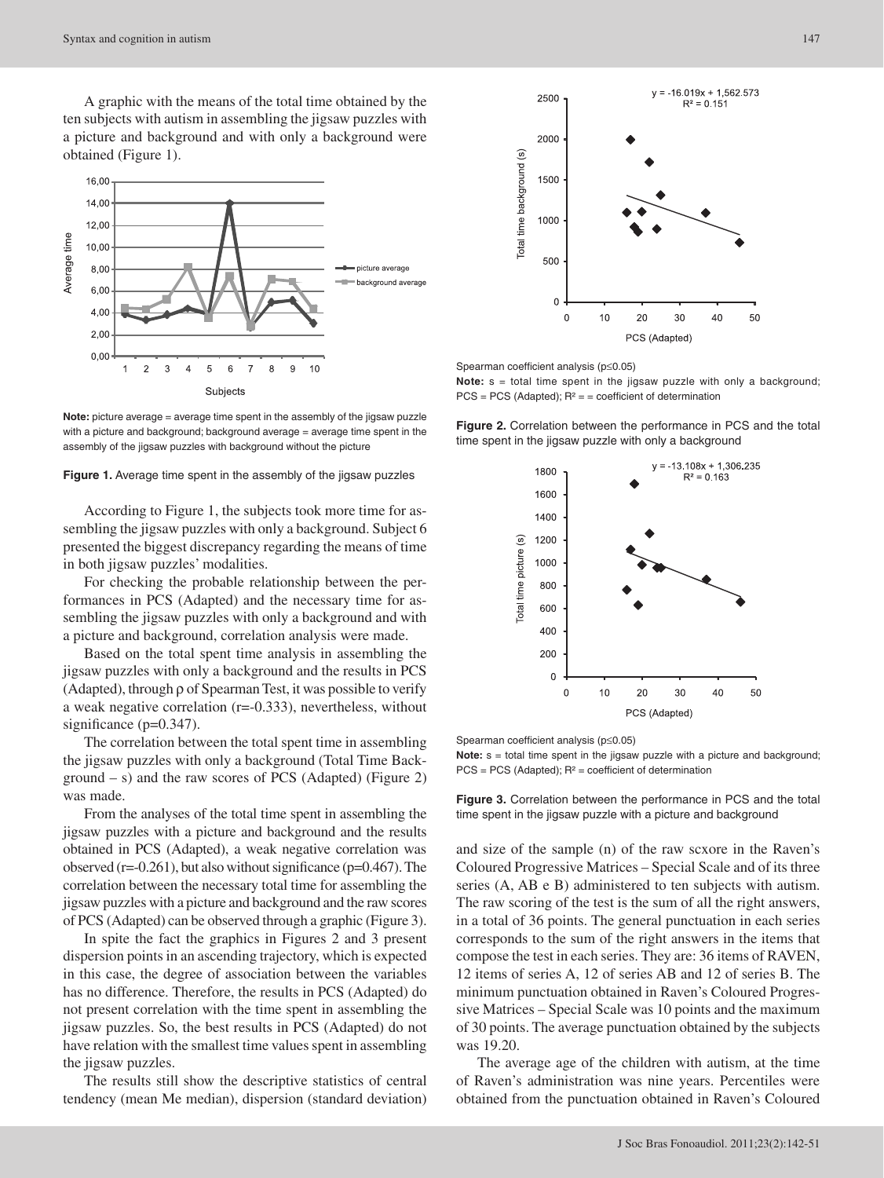A graphic with the means of the total time obtained by the ten subjects with autism in assembling the jigsaw puzzles with a picture and background and with only a background were obtained (Figure 1).

**Note:** picture average = average time spent in the assembly of the jigsaw puzzle with a picture and background; background average = average time spent in the assembly of the jigsaw puzzles with background without the picture

**Figure 1.** Average time spent in the assembly of the jigsaw puzzles

According to Figure 1, the subjects took more time for assembling the jigsaw puzzles with only a background. Subject 6 presented the biggest discrepancy regarding the means of time in both jigsaw puzzles' modalities.

For checking the probable relationship between the performances in PCS (Adapted) and the necessary time for assembling the jigsaw puzzles with only a background and with a picture and background, correlation analysis were made.

Based on the total spent time analysis in assembling the jigsaw puzzles with only a background and the results in PCS (Adapted), through ρ of Spearman Test, it was possible to verify a weak negative correlation (r=-0.333), nevertheless, without significance (p=0.347).

The correlation between the total spent time in assembling the jigsaw puzzles with only a background (Total Time Background – s) and the raw scores of PCS (Adapted) (Figure 2) was made.

From the analyses of the total time spent in assembling the jigsaw puzzles with a picture and background and the results obtained in PCS (Adapted), a weak negative correlation was observed (r=-0.261), but also without significance (p=0.467). The correlation between the necessary total time for assembling the jigsaw puzzles with a picture and background and the raw scores of PCS (Adapted) can be observed through a graphic (Figure 3).

In spite the fact the graphics in Figures 2 and 3 present dispersion points in an ascending trajectory, which is expected in this case, the degree of association between the variables has no difference. Therefore, the results in PCS (Adapted) do not present correlation with the time spent in assembling the jigsaw puzzles. So, the best results in PCS (Adapted) do not have relation with the smallest time values spent in assembling the jigsaw puzzles.

The results still show the descriptive statistics of central tendency (mean Me median), dispersion (standard deviation)

Spearman coefficient analysis ($p \leq 0.05$)

**Note:** s = total time spent in the jigsaw puzzle with only a background; PCS = PCS (Adapted); $R^2$ = = coefficient of determination

**Figure 2.** Correlation between the performance in PCS and the total time spent in the jigsaw puzzle with only a background

Spearman coefficient analysis ($p \leq 0.05$)

**Note:** s = total time spent in the jigsaw puzzle with a picture and background; PCS = PCS (Adapted); $R^2$ = coefficient of determination

**Figure 3.** Correlation between the performance in PCS and the total time spent in the jigsaw puzzle with a picture and background

and size of the sample (n) of the raw scxore in the Raven's Coloured Progressive Matrices – Special Scale and of its three series (A, AB e B) administered to ten subjects with autism. The raw scoring of the test is the sum of all the right answers, in a total of 36 points. The general punctuation in each series corresponds to the sum of the right answers in the items that compose the test in each series. They are: 36 items of RAVEN, 12 items of series A, 12 of series AB and 12 of series B. The minimum punctuation obtained in Raven's Coloured Progressive Matrices – Special Scale was 10 points and the maximum of 30 points. The average punctuation obtained by the subjects was 19.20.

The average age of the children with autism, at the time of Raven's administration was nine years. Percentiles were obtained from the punctuation obtained in Raven's Coloured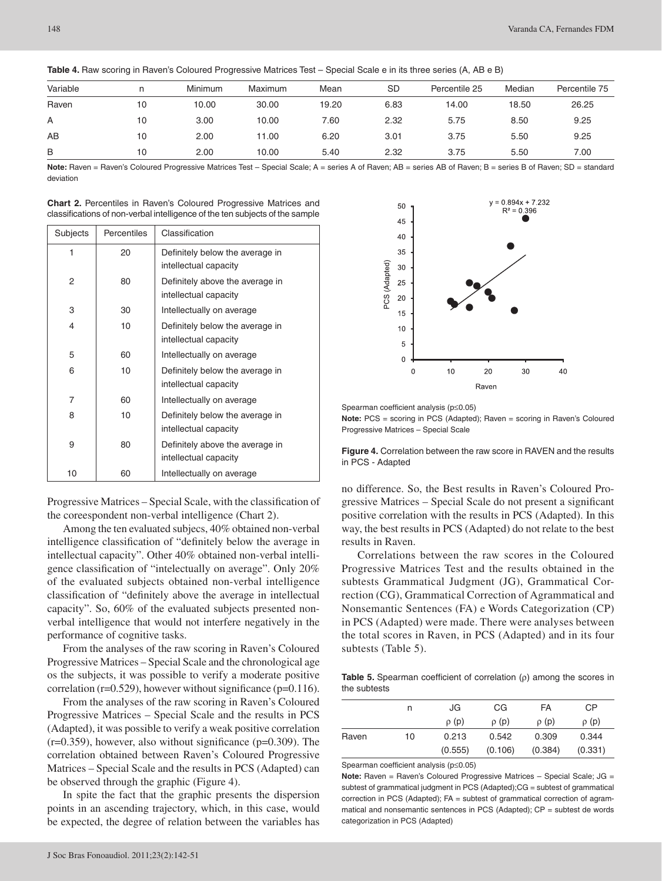**Table 4.** Raw scoring in Raven's Coloured Progressive Matrices Test – Special Scale e in its three series (A, AB e B)

| Variable | n | Minimum | Maximum | Mean | SD | Percentile 25 | Median | Percentile 75 |
|---|---|---|---|---|---|---|---|---|
| Raven | 10 | 10.00 | 30.00 | 19.20 | 6.83 | 14.00 | 18.50 | 26.25 |
| A | 10 | 3.00 | 10.00 | 7.60 | 2.32 | 5.75 | 8.50 | 9.25 |
| AB | 10 | 2.00 | 11.00 | 6.20 | 3.01 | 3.75 | 5.50 | 9.25 |
| B | 10 | 2.00 | 10.00 | 5.40 | 2.32 | 3.75 | 5.50 | 7.00 |

**Note:** Raven = Raven's Coloured Progressive Matrices Test – Special Scale; A = series A of Raven; AB = series AB of Raven; B = series B of Raven; SD = standard deviation

**Chart 2.** Percentiles in Raven's Coloured Progressive Matrices and classifications of non-verbal intelligence of the ten subjects of the sample

| Subjects | Percentiles | Classification |
|---|---|---|
| 1 | 20 | Definitely below the average in intellectual capacity |
| 2 | 80 | Definitely above the average in intellectual capacity |
| 3 | 30 | Intellectually on average |
| 4 | 10 | Definitely below the average in intellectual capacity |
| 5 | 60 | Intellectually on average |
| 6 | 10 | Definitely below the average in intellectual capacity |
| 7 | 60 | Intellectually on average |
| 8 | 10 | Definitely below the average in intellectual capacity |
| 9 | 80 | Definitely above the average in intellectual capacity |
| 10 | 60 | Intellectually on average |

Progressive Matrices – Special Scale, with the classification of the coreespondent non-verbal intelligence (Chart 2).

Among the ten evaluated subjecs, 40% obtained non-verbal intelligence classification of "definitely below the average in intellectual capacity". Other 40% obtained non-verbal intelligence classification of "intelectually on average". Only 20% of the evaluated subjects obtained non-verbal intelligence classification of "definitely above the average in intellectual capacity". So, 60% of the evaluated subjects presented non-verbal intelligence that would not interfere negatively in the performance of cognitive tasks.

From the analyses of the raw scoring in Raven's Coloured Progressive Matrices – Special Scale and the chronological age os the subjects, it was possible to verify a moderate positive correlation (r=0.529), however without significance (p=0.116).

From the analyses of the raw scoring in Raven's Coloured Progressive Matrices – Special Scale and the results in PCS (Adapted), it was possible to verify a weak positive correlation (r=0.359), however, also without significance (p=0.309). The correlation obtained between Raven's Coloured Progressive Matrices – Special Scale and the results in PCS (Adapted) can be observed through the graphic (Figure 4).

In spite the fact that the graphic presents the dispersion points in an ascending trajectory, which, in this case, would be expected, the degree of relation between the variables has no difference. So, the Best results in Raven's Coloured Progressive Matrices – Special Scale do not present a significant positive correlation with the results in PCS (Adapted). In this way, the best results in PCS (Adapted) do not relate to the best results in Raven.

$y = 0.894x + 7.232$
$R^2 = 0.396$

Spearman coefficient analysis (p≤0.05)

**Note:** PCS = scoring in PCS (Adapted); Raven = scoring in Raven's Coloured Progressive Matrices – Special Scale

**Figure 4.** Correlation between the raw score in RAVEN and the results in PCS - Adapted

Correlations between the raw scores in the Coloured Progressive Matrices Test and the results obtained in the subtests Grammatical Judgment (JG), Grammatical Correction (CG), Grammatical Correction of Agrammatical and Nonsemantic Sentences (FA) e Words Categorization (CP) in PCS (Adapted) were made. There were analyses between the total scores in Raven, in PCS (Adapted) and in its four subtests (Table 5).

**Table 5.** Spearman coefficient of correlation (ρ) among the scores in the subtests

| | n | JG | CG | FA | CP |
|---|---|---|---|---|---|
| | | ρ (p) | ρ (p) | ρ (p) | ρ (p) |
| Raven | 10 | 0.213 | 0.542 | 0.309 | 0.344 |
| | | (0.555) | (0.106) | (0.384) | (0.331) |

Spearman coefficient analysis (p≤0.05)

**Note:** Raven = Raven's Coloured Progressive Matrices – Special Scale; JG = subtest of grammatical judgment in PCS (Adapted);CG = subtest of grammatical correction in PCS (Adapted); FA = subtest of grammatical correction of agrammatical and nonsemantic sentences in PCS (Adapted); CP = subtest de words categorization in PCS (Adapted)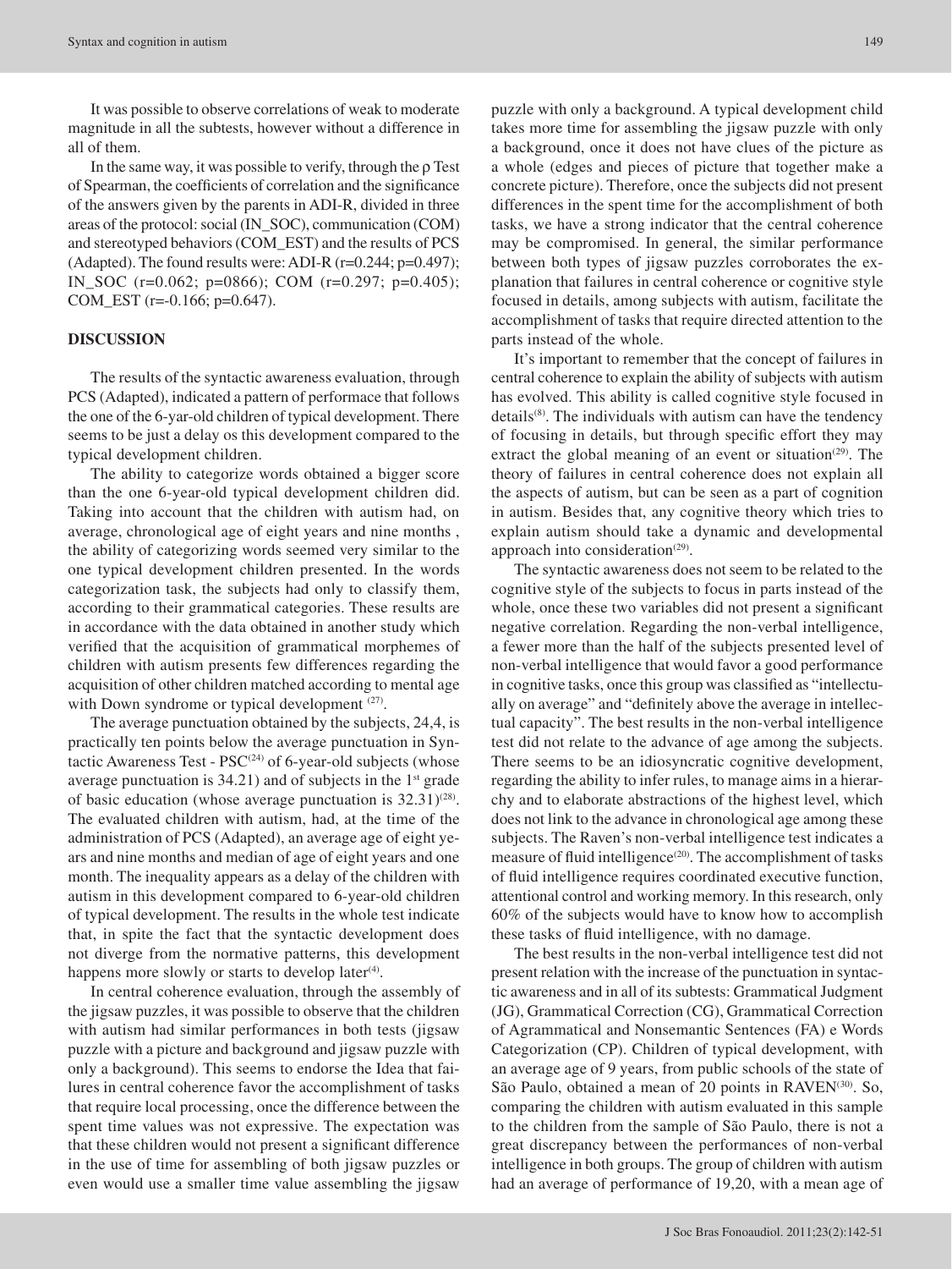It was possible to observe correlations of weak to moderate magnitude in all the subtests, however without a difference in all of them.

In the same way, it was possible to verify, through the ρ Test of Spearman, the coefficients of correlation and the significance of the answers given by the parents in ADI-R, divided in three areas of the protocol: social (IN_SOC), communication (COM) and stereotyped behaviors (COM_EST) and the results of PCS (Adapted). The found results were: ADI-R (r=0.244; p=0.497); IN_SOC (r=0.062; p=0866); COM (r=0.297; p=0.405); COM_EST (r=-0.166; p=0.647).

## DISCUSSION

The results of the syntactic awareness evaluation, through PCS (Adapted), indicated a pattern of performace that follows the one of the 6-yar-old children of typical development. There seems to be just a delay os this development compared to the typical development children.

The ability to categorize words obtained a bigger score than the one 6-year-old typical development children did. Taking into account that the children with autism had, on average, chronological age of eight years and nine months , the ability of categorizing words seemed very similar to the one typical development children presented. In the words categorization task, the subjects had only to classify them, according to their grammatical categories. These results are in accordance with the data obtained in another study which verified that the acquisition of grammatical morphemes of children with autism presents few differences regarding the acquisition of other children matched according to mental age with Down syndrome or typical development [27].

The average punctuation obtained by the subjects, 24,4, is practically ten points below the average punctuation in Syntactic Awareness Test - PSC[24] of 6-year-old subjects (whose average punctuation is 34.21) and of subjects in the 1st grade of basic education (whose average punctuation is 32.31)[28]. The evaluated children with autism, had, at the time of the administration of PCS (Adapted), an average age of eight years and nine months and median of age of eight years and one month. The inequality appears as a delay of the children with autism in this development compared to 6-year-old children of typical development. The results in the whole test indicate that, in spite the fact that the syntactic development does not diverge from the normative patterns, this development happens more slowly or starts to develop later[4].

In central coherence evaluation, through the assembly of the jigsaw puzzles, it was possible to observe that the children with autism had similar performances in both tests (jigsaw puzzle with a picture and background and jigsaw puzzle with only a background). This seems to endorse the Idea that failures in central coherence favor the accomplishment of tasks that require local processing, once the difference between the spent time values was not expressive. The expectation was that these children would not present a significant difference in the use of time for assembling of both jigsaw puzzles or even would use a smaller time value assembling the jigsaw puzzle with only a background. A typical development child takes more time for assembling the jigsaw puzzle with only a background, once it does not have clues of the picture as a whole (edges and pieces of picture that together make a concrete picture). Therefore, once the subjects did not present differences in the spent time for the accomplishment of both tasks, we have a strong indicator that the central coherence may be compromised. In general, the similar performance between both types of jigsaw puzzles corroborates the explanation that failures in central coherence or cognitive style focused in details, among subjects with autism, facilitate the accomplishment of tasks that require directed attention to the parts instead of the whole.

It's important to remember that the concept of failures in central coherence to explain the ability of subjects with autism has evolved. This ability is called cognitive style focused in details[8]. The individuals with autism can have the tendency of focusing in details, but through specific effort they may extract the global meaning of an event or situation[29]. The theory of failures in central coherence does not explain all the aspects of autism, but can be seen as a part of cognition in autism. Besides that, any cognitive theory which tries to explain autism should take a dynamic and developmental approach into consideration[29].

The syntactic awareness does not seem to be related to the cognitive style of the subjects to focus in parts instead of the whole, once these two variables did not present a significant negative correlation. Regarding the non-verbal intelligence, a fewer more than the half of the subjects presented level of non-verbal intelligence that would favor a good performance in cognitive tasks, once this group was classified as "intellectually on average" and "definitely above the average in intellectual capacity". The best results in the non-verbal intelligence test did not relate to the advance of age among the subjects. There seems to be an idiosyncratic cognitive development, regarding the ability to infer rules, to manage aims in a hierarchy and to elaborate abstractions of the highest level, which does not link to the advance in chronological age among these subjects. The Raven's non-verbal intelligence test indicates a measure of fluid intelligence[20]. The accomplishment of tasks of fluid intelligence requires coordinated executive function, attentional control and working memory. In this research, only 60% of the subjects would have to know how to accomplish these tasks of fluid intelligence, with no damage.

The best results in the non-verbal intelligence test did not present relation with the increase of the punctuation in syntactic awareness and in all of its subtests: Grammatical Judgment (JG), Grammatical Correction (CG), Grammatical Correction of Agrammatical and Nonsemantic Sentences (FA) e Words Categorization (CP). Children of typical development, with an average age of 9 years, from public schools of the state of São Paulo, obtained a mean of 20 points in RAVEN[30]. So, comparing the children with autism evaluated in this sample to the children from the sample of São Paulo, there is not a great discrepancy between the performances of non-verbal intelligence in both groups. The group of children with autism had an average of performance of 19,20, with a mean age of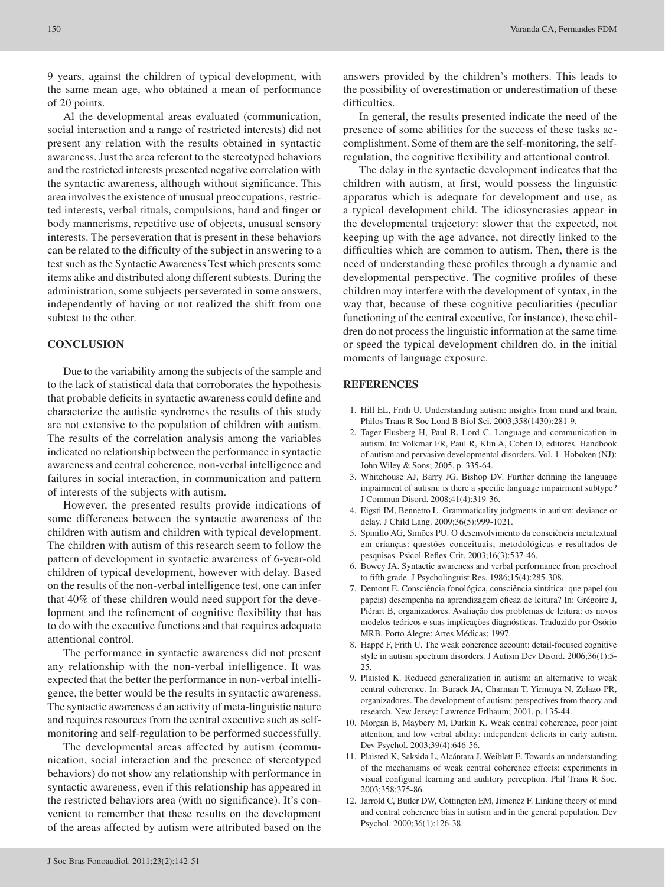9 years, against the children of typical development, with the same mean age, who obtained a mean of performance of 20 points.

Al the developmental areas evaluated (communication, social interaction and a range of restricted interests) did not present any relation with the results obtained in syntactic awareness. Just the area referent to the stereotyped behaviors and the restricted interests presented negative correlation with the syntactic awareness, although without significance. This area involves the existence of unusual preoccupations, restricted interests, verbal rituals, compulsions, hand and finger or body mannerisms, repetitive use of objects, unusual sensory interests. The perseveration that is present in these behaviors can be related to the difficulty of the subject in answering to a test such as the Syntactic Awareness Test which presents some items alike and distributed along different subtests. During the administration, some subjects perseverated in some answers, independently of having or not realized the shift from one subtest to the other.

## CONCLUSION

Due to the variability among the subjects of the sample and to the lack of statistical data that corroborates the hypothesis that probable deficits in syntactic awareness could define and characterize the autistic syndromes the results of this study are not extensive to the population of children with autism. The results of the correlation analysis among the variables indicated no relationship between the performance in syntactic awareness and central coherence, non-verbal intelligence and failures in social interaction, in communication and pattern of interests of the subjects with autism.

However, the presented results provide indications of some differences between the syntactic awareness of the children with autism and children with typical development. The children with autism of this research seem to follow the pattern of development in syntactic awareness of 6-year-old children of typical development, however with delay. Based on the results of the non-verbal intelligence test, one can infer that 40% of these children would need support for the development and the refinement of cognitive flexibility that has to do with the executive functions and that requires adequate attentional control.

The performance in syntactic awareness did not present any relationship with the non-verbal intelligence. It was expected that the better the performance in non-verbal intelligence, the better would be the results in syntactic awareness. The syntactic awareness é an activity of meta-linguistic nature and requires resources from the central executive such as self-monitoring and self-regulation to be performed successfully.

The developmental areas affected by autism (communication, social interaction and the presence of stereotyped behaviors) do not show any relationship with performance in syntactic awareness, even if this relationship has appeared in the restricted behaviors area (with no significance). It's convenient to remember that these results on the development of the areas affected by autism were attributed based on the answers provided by the children's mothers. This leads to the possibility of overestimation or underestimation of these difficulties.

In general, the results presented indicate the need of the presence of some abilities for the success of these tasks accomplishment. Some of them are the self-monitoring, the self-regulation, the cognitive flexibility and attentional control.

The delay in the syntactic development indicates that the children with autism, at first, would possess the linguistic apparatus which is adequate for development and use, as a typical development child. The idiosyncrasies appear in the developmental trajectory: slower that the expected, not keeping up with the age advance, not directly linked to the difficulties which are common to autism. Then, there is the need of understanding these profiles through a dynamic and developmental perspective. The cognitive profiles of these children may interfere with the development of syntax, in the way that, because of these cognitive peculiarities (peculiar functioning of the central executive, for instance), these children do not process the linguistic information at the same time or speed the typical development children do, in the initial moments of language exposure.

## REFERENCES

1. Hill EL, Frith U. Understanding autism: insights from mind and brain. Philos Trans R Soc Lond B Biol Sci. 2003;358(1430):281-9.
2. Tager-Flusberg H, Paul R, Lord C. Language and communication in autism. In: Volkmar FR, Paul R, Klin A, Cohen D, editores. Handbook of autism and pervasive developmental disorders. Vol. 1. Hoboken (NJ): John Wiley & Sons; 2005. p. 335-64.
3. Whitehouse AJ, Barry JG, Bishop DV. Further defining the language impairment of autism: is there a specific language impairment subtype? J Commun Disord. 2008;41(4):319-36.
4. Eigsti IM, Bennetto L. Grammaticality judgments in autism: deviance or delay. J Child Lang. 2009;36(5):999-1021.
5. Spinillo AG, Simões PU. O desenvolvimento da consciência metatextual em crianças: questões conceituais, metodológicas e resultados de pesquisas. Psicol-Reflex Crit. 2003;16(3):537-46.
6. Bowey JA. Syntactic awareness and verbal performance from preschool to fifth grade. J Psycholinguist Res. 1986;15(4):285-308.
7. Demont E. Consciência fonológica, consciência sintática: que papel (ou papéis) desempenha na aprendizagem eficaz de leitura? In: Grégoire J, Piérart B, organizadores. Avaliação dos problemas de leitura: os novos modelos teóricos e suas implicações diagnósticas. Traduzido por Osório MRB. Porto Alegre: Artes Médicas; 1997.
8. Happé F, Frith U. The weak coherence account: detail-focused cognitive style in autism spectrum disorders. J Autism Dev Disord. 2006;36(1):5-25.
9. Plaisted K. Reduced generalization in autism: an alternative to weak central coherence. In: Burack JA, Charman T, Yirmuya N, Zelazo PR, organizadores. The development of autism: perspectives from theory and research. New Jersey: Lawrence Erlbaum; 2001. p. 135-44.
10. Morgan B, Maybery M, Durkin K. Weak central coherence, poor joint attention, and low verbal ability: independent deficits in early autism. Dev Psychol. 2003;39(4):646-56.
11. Plaisted K, Saksida L, Alcántara J, Weiblatt E. Towards an understanding of the mechanisms of weak central coherence effects: experiments in visual configural learning and auditory perception. Phil Trans R Soc. 2003;358:375-86.
12. Jarrold C, Butler DW, Cottington EM, Jimenez F. Linking theory of mind and central coherence bias in autism and in the general population. Dev Psychol. 2000;36(1):126-38.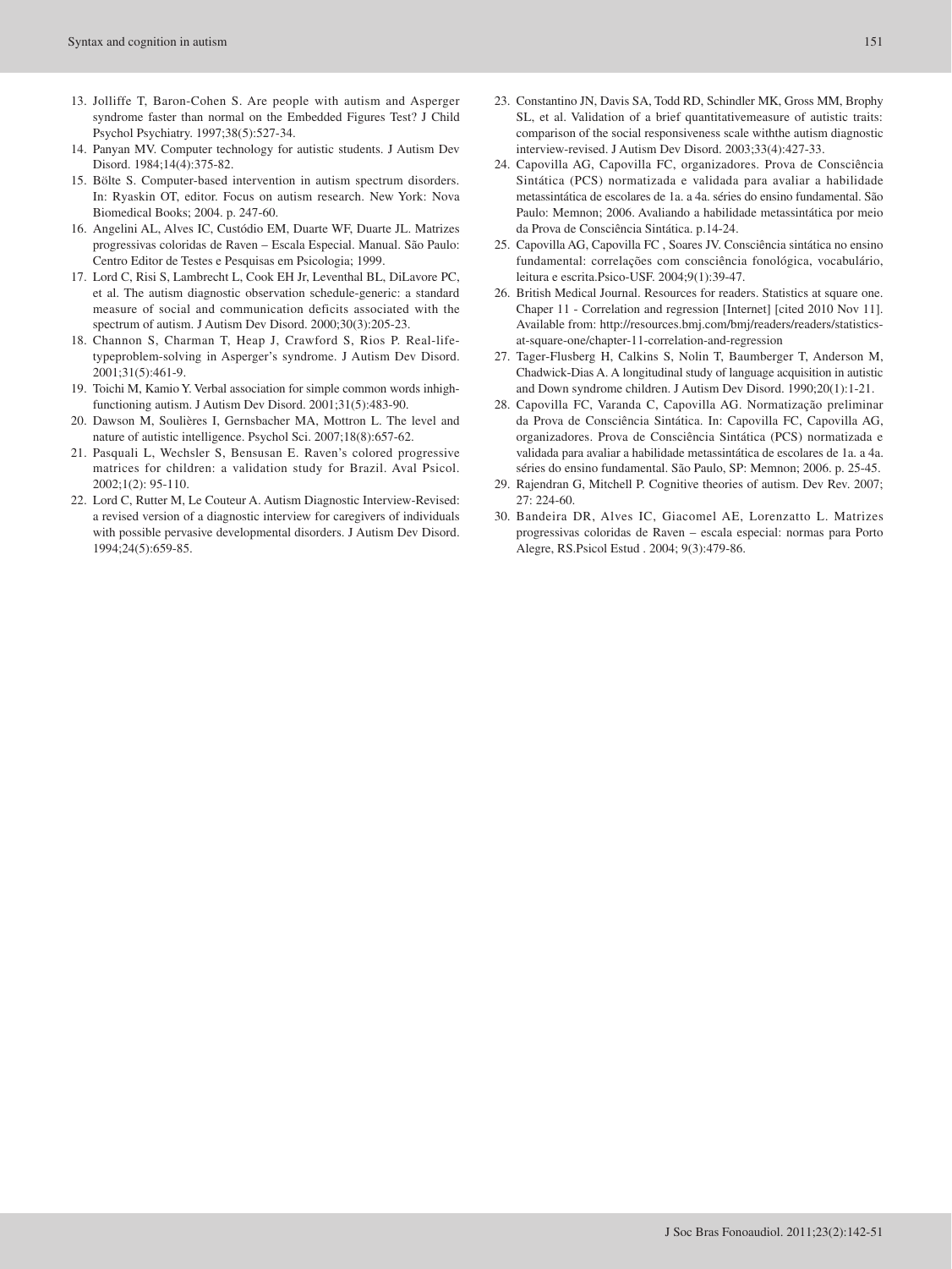13. Jolliffe T, Baron-Cohen S. Are people with autism and Asperger syndrome faster than normal on the Embedded Figures Test? J Child Psychol Psychiatry. 1997;38(5):527-34.
14. Panyan MV. Computer technology for autistic students. J Autism Dev Disord. 1984;14(4):375-82.
15. Bölte S. Computer-based intervention in autism spectrum disorders. In: Ryaskin OT, editor. Focus on autism research. New York: Nova Biomedical Books; 2004. p. 247-60.
16. Angelini AL, Alves IC, Custódio EM, Duarte WF, Duarte JL. Matrizes progressivas coloridas de Raven – Escala Especial. Manual. São Paulo: Centro Editor de Testes e Pesquisas em Psicologia; 1999.
17. Lord C, Risi S, Lambrecht L, Cook EH Jr, Leventhal BL, DiLavore PC, et al. The autism diagnostic observation schedule-generic: a standard measure of social and communication deficits associated with the spectrum of autism. J Autism Dev Disord. 2000;30(3):205-23.
18. Channon S, Charman T, Heap J, Crawford S, Rios P. Real-life-typeproblem-solving in Asperger's syndrome. J Autism Dev Disord. 2001;31(5):461-9.
19. Toichi M, Kamio Y. Verbal association for simple common words inhigh-functioning autism. J Autism Dev Disord. 2001;31(5):483-90.
20. Dawson M, Soulières I, Gernsbacher MA, Mottron L. The level and nature of autistic intelligence. Psychol Sci. 2007;18(8):657-62.
21. Pasquali L, Wechsler S, Bensusan E. Raven's colored progressive matrices for children: a validation study for Brazil. Aval Psicol. 2002;1(2): 95-110.
22. Lord C, Rutter M, Le Couteur A. Autism Diagnostic Interview-Revised: a revised version of a diagnostic interview for caregivers of individuals with possible pervasive developmental disorders. J Autism Dev Disord. 1994;24(5):659-85.
23. Constantino JN, Davis SA, Todd RD, Schindler MK, Gross MM, Brophy SL, et al. Validation of a brief quantitativemeasure of autistic traits: comparison of the social responsiveness scale withthe autism diagnostic interview-revised. J Autism Dev Disord. 2003;33(4):427-33.
24. Capovilla AG, Capovilla FC, organizadores. Prova de Consciência Sintática (PCS) normatizada e validada para avaliar a habilidade metassintática de escolares de 1a. a 4a. séries do ensino fundamental. São Paulo: Memnon; 2006. Avaliando a habilidade metassintática por meio da Prova de Consciência Sintática. p.14-24.
25. Capovilla AG, Capovilla FC , Soares JV. Consciência sintática no ensino fundamental: correlações com consciência fonológica, vocabulário, leitura e escrita.Psico-USF. 2004;9(1):39-47.
26. British Medical Journal. Resources for readers. Statistics at square one. Chaper 11 - Correlation and regression [Internet] [cited 2010 Nov 11]. Available from: http://resources.bmj.com/bmj/readers/readers/statistics-at-square-one/chapter-11-correlation-and-regression
27. Tager-Flusberg H, Calkins S, Nolin T, Baumberger T, Anderson M, Chadwick-Dias A. A longitudinal study of language acquisition in autistic and Down syndrome children. J Autism Dev Disord. 1990;20(1):1-21.
28. Capovilla FC, Varanda C, Capovilla AG. Normatização preliminar da Prova de Consciência Sintática. In: Capovilla FC, Capovilla AG, organizadores. Prova de Consciência Sintática (PCS) normatizada e validada para avaliar a habilidade metassintática de escolares de 1a. a 4a. séries do ensino fundamental. São Paulo, SP: Memnon; 2006. p. 25-45.
29. Rajendran G, Mitchell P. Cognitive theories of autism. Dev Rev. 2007; 27: 224-60.
30. Bandeira DR, Alves IC, Giacomel AE, Lorenzatto L. Matrizes progressivas coloridas de Raven – escala especial: normas para Porto Alegre, RS.Psicol Estud . 2004; 9(3):479-86.